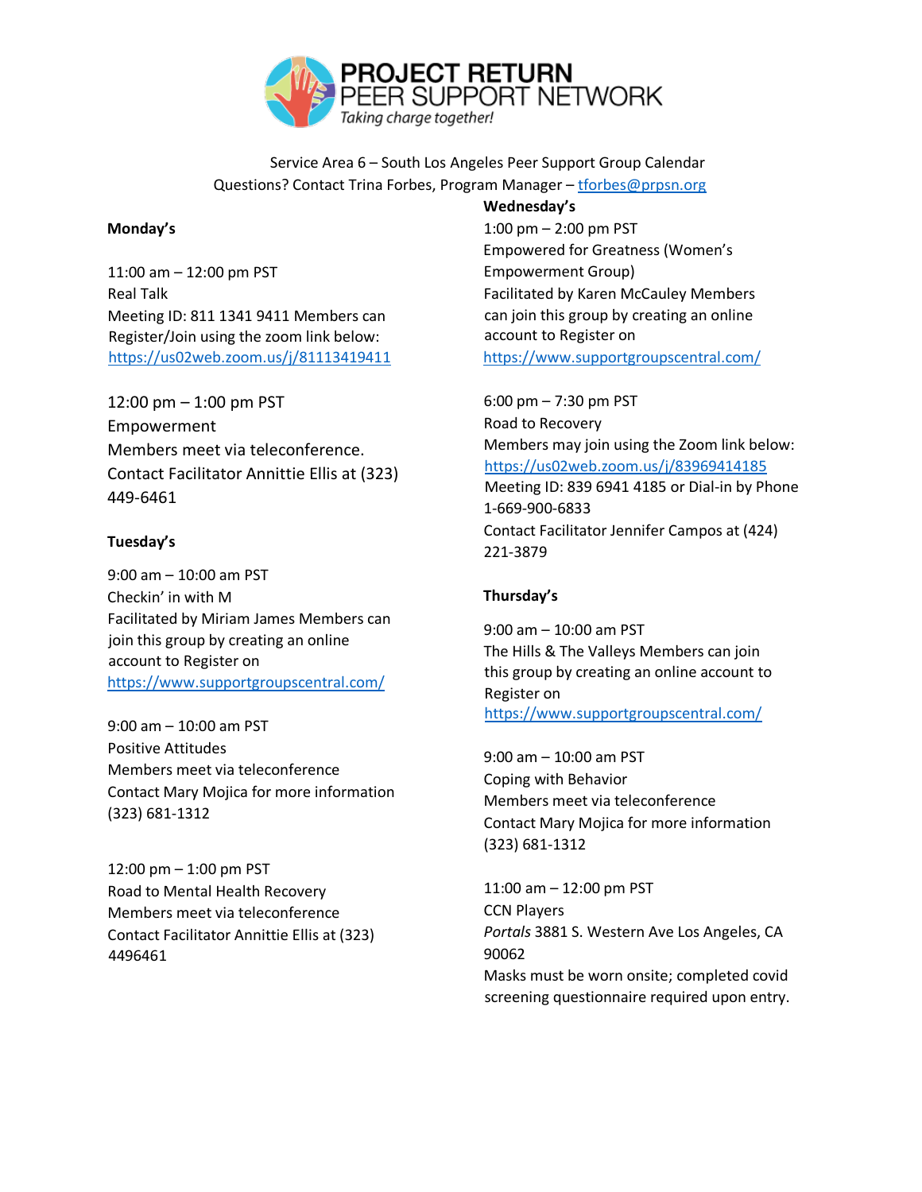**PROJECT RETURN PEER SUPPORT NETWORK**

*Taking charge together!*

Service Area 6 – South Los Angeles Peer Support Group Calendar
Questions? Contact Trina Forbes, Program Manager – tforbes@prpsn.org

**Monday's**

11:00 am – 12:00 pm PST
Real Talk
Meeting ID: 811 1341 9411 Members can Register/Join using the zoom link below:
https://us02web.zoom.us/j/81113419411

12:00 pm – 1:00 pm PST
Empowerment
Members meet via teleconference.
Contact Facilitator Annittie Ellis at (323) 449-6461

**Tuesday's**

9:00 am – 10:00 am PST
Checkin' in with M
Facilitated by Miriam James Members can join this group by creating an online account to Register on
https://www.supportgroupscentral.com/

9:00 am – 10:00 am PST
Positive Attitudes
Members meet via teleconference
Contact Mary Mojica for more information (323) 681-1312

12:00 pm – 1:00 pm PST
Road to Mental Health Recovery
Members meet via teleconference
Contact Facilitator Annittie Ellis at (323) 4496461

**Wednesday's**

1:00 pm – 2:00 pm PST
Empowered for Greatness (Women's Empowerment Group)
Facilitated by Karen McCauley Members can join this group by creating an online account to Register on
https://www.supportgroupscentral.com/

6:00 pm – 7:30 pm PST
Road to Recovery
Members may join using the Zoom link below:
https://us02web.zoom.us/j/83969414185
Meeting ID: 839 6941 4185 or Dial-in by Phone 1-669-900-6833
Contact Facilitator Jennifer Campos at (424) 221-3879

**Thursday's**

9:00 am – 10:00 am PST
The Hills & The Valleys Members can join this group by creating an online account to Register on
https://www.supportgroupscentral.com/

9:00 am – 10:00 am PST
Coping with Behavior
Members meet via teleconference
Contact Mary Mojica for more information (323) 681-1312

11:00 am – 12:00 pm PST
CCN Players
*Portals* 3881 S. Western Ave Los Angeles, CA 90062
Masks must be worn onsite; completed covid screening questionnaire required upon entry.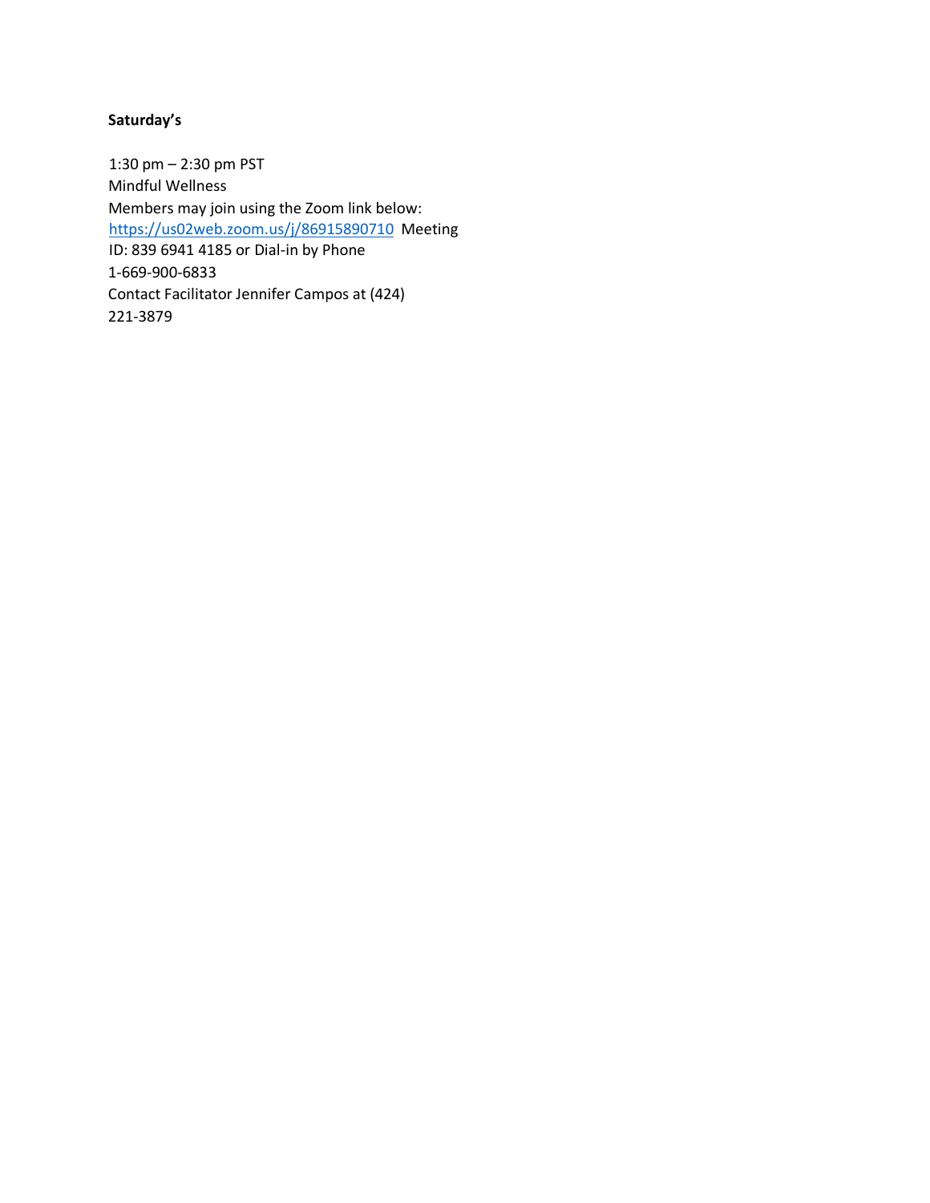**Saturday's**

1:30 pm – 2:30 pm PST
Mindful Wellness
Members may join using the Zoom link below:
https://us02web.zoom.us/j/86915890710 Meeting
ID: 839 6941 4185 or Dial-in by Phone
1-669-900-6833
Contact Facilitator Jennifer Campos at (424)
221-3879